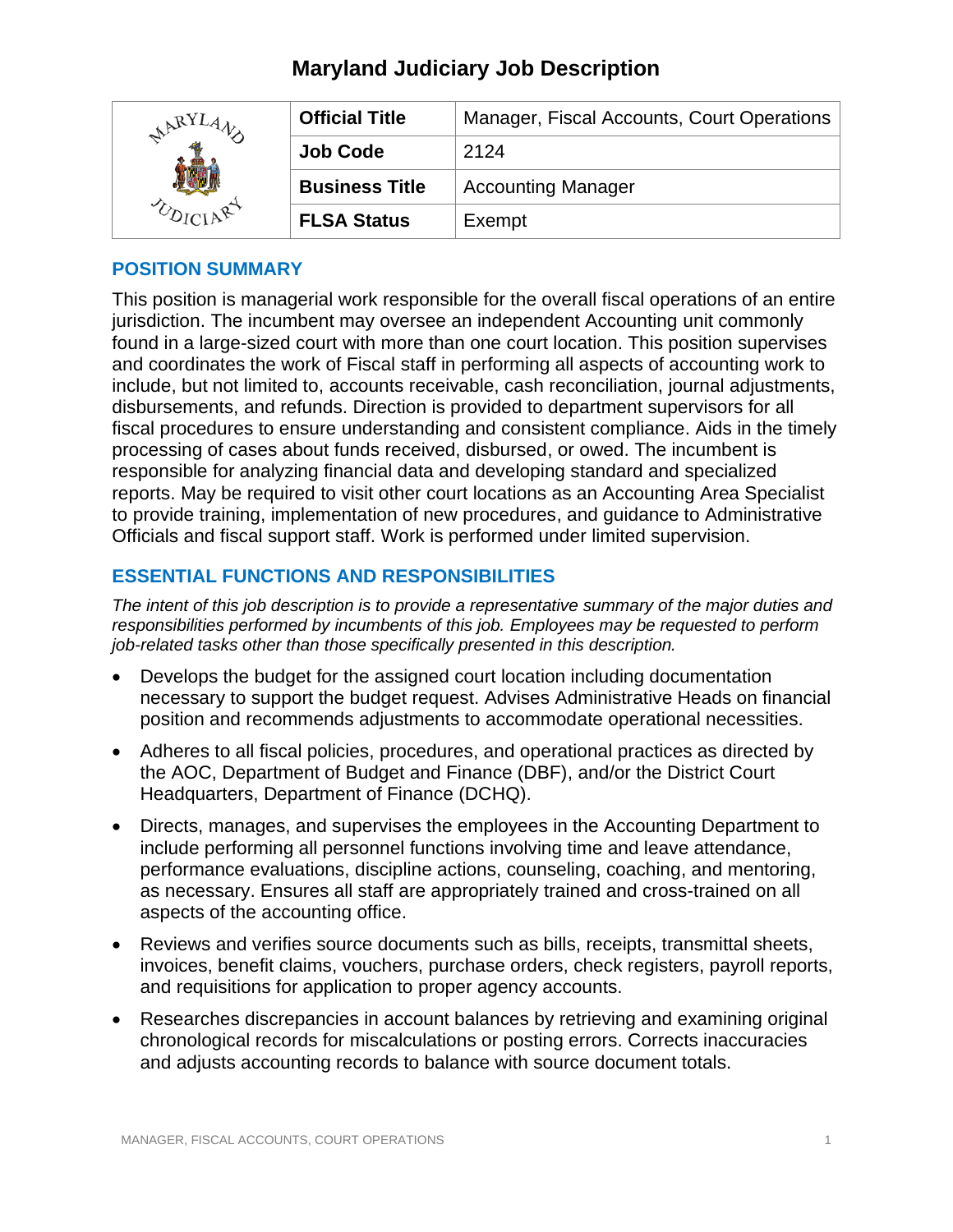# Maryland Judiciary Job Description

| | Official Title | Manager, Fiscal Accounts, Court Operations |
|---|---|---|
| | Job Code | 2124 |
| | Business Title | Accounting Manager |
| | FLSA Status | Exempt |

## POSITION SUMMARY

This position is managerial work responsible for the overall fiscal operations of an entire jurisdiction. The incumbent may oversee an independent Accounting unit commonly found in a large-sized court with more than one court location. This position supervises and coordinates the work of Fiscal staff in performing all aspects of accounting work to include, but not limited to, accounts receivable, cash reconciliation, journal adjustments, disbursements, and refunds. Direction is provided to department supervisors for all fiscal procedures to ensure understanding and consistent compliance. Aids in the timely processing of cases about funds received, disbursed, or owed. The incumbent is responsible for analyzing financial data and developing standard and specialized reports. May be required to visit other court locations as an Accounting Area Specialist to provide training, implementation of new procedures, and guidance to Administrative Officials and fiscal support staff. Work is performed under limited supervision.

## ESSENTIAL FUNCTIONS AND RESPONSIBILITIES

*The intent of this job description is to provide a representative summary of the major duties and responsibilities performed by incumbents of this job. Employees may be requested to perform job-related tasks other than those specifically presented in this description.*

- Develops the budget for the assigned court location including documentation necessary to support the budget request. Advises Administrative Heads on financial position and recommends adjustments to accommodate operational necessities.
- Adheres to all fiscal policies, procedures, and operational practices as directed by the AOC, Department of Budget and Finance (DBF), and/or the District Court Headquarters, Department of Finance (DCHQ).
- Directs, manages, and supervises the employees in the Accounting Department to include performing all personnel functions involving time and leave attendance, performance evaluations, discipline actions, counseling, coaching, and mentoring, as necessary. Ensures all staff are appropriately trained and cross-trained on all aspects of the accounting office.
- Reviews and verifies source documents such as bills, receipts, transmittal sheets, invoices, benefit claims, vouchers, purchase orders, check registers, payroll reports, and requisitions for application to proper agency accounts.
- Researches discrepancies in account balances by retrieving and examining original chronological records for miscalculations or posting errors. Corrects inaccuracies and adjusts accounting records to balance with source document totals.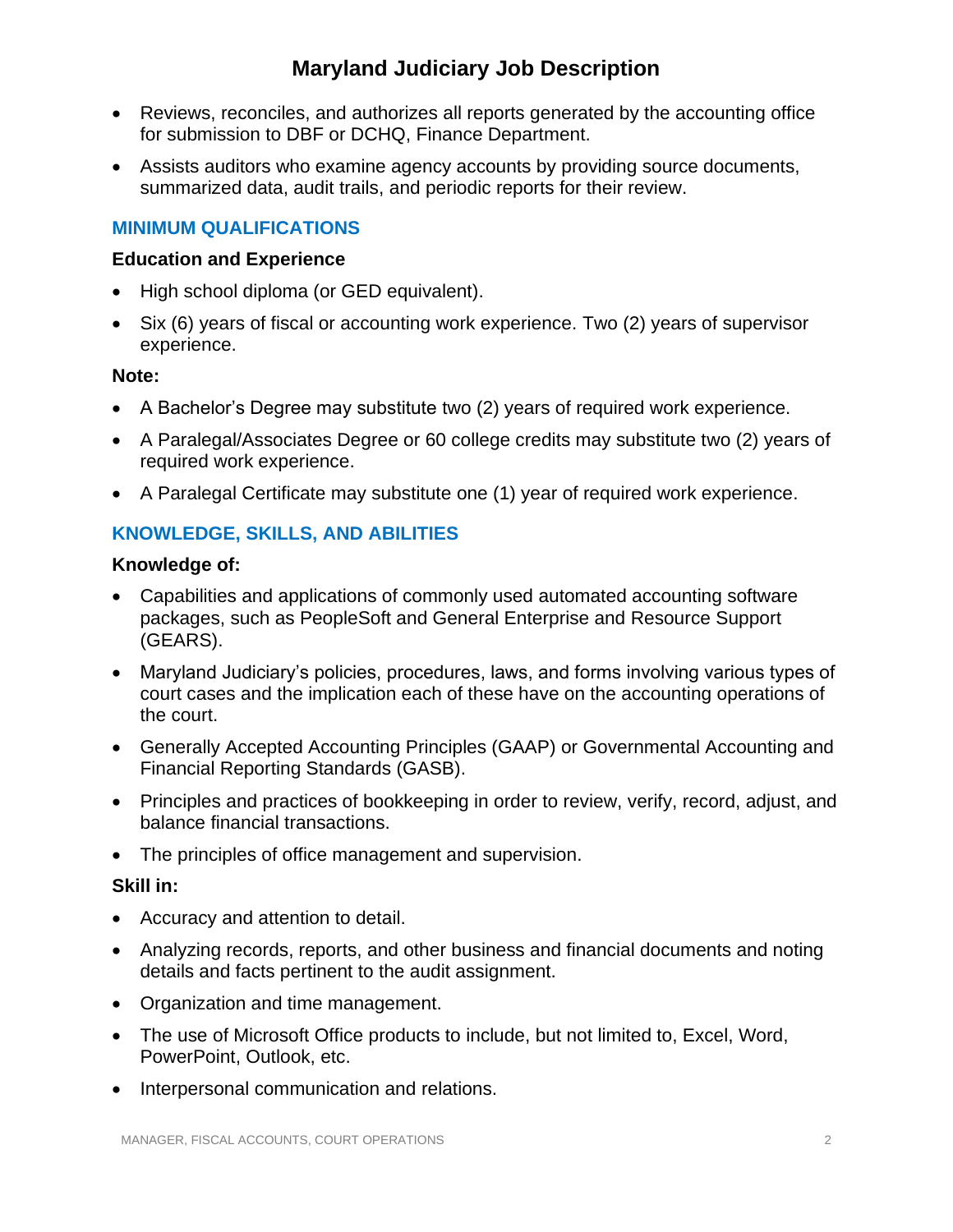- Reviews, reconciles, and authorizes all reports generated by the accounting office for submission to DBF or DCHQ, Finance Department.
- Assists auditors who examine agency accounts by providing source documents, summarized data, audit trails, and periodic reports for their review.

## MINIMUM QUALIFICATIONS

### Education and Experience

- High school diploma (or GED equivalent).
- Six (6) years of fiscal or accounting work experience. Two (2) years of supervisor experience.

**Note:**

- A Bachelor's Degree may substitute two (2) years of required work experience.
- A Paralegal/Associates Degree or 60 college credits may substitute two (2) years of required work experience.
- A Paralegal Certificate may substitute one (1) year of required work experience.

## KNOWLEDGE, SKILLS, AND ABILITIES

### Knowledge of:

- Capabilities and applications of commonly used automated accounting software packages, such as PeopleSoft and General Enterprise and Resource Support (GEARS).
- Maryland Judiciary's policies, procedures, laws, and forms involving various types of court cases and the implication each of these have on the accounting operations of the court.
- Generally Accepted Accounting Principles (GAAP) or Governmental Accounting and Financial Reporting Standards (GASB).
- Principles and practices of bookkeeping in order to review, verify, record, adjust, and balance financial transactions.
- The principles of office management and supervision.

### Skill in:

- Accuracy and attention to detail.
- Analyzing records, reports, and other business and financial documents and noting details and facts pertinent to the audit assignment.
- Organization and time management.
- The use of Microsoft Office products to include, but not limited to, Excel, Word, PowerPoint, Outlook, etc.
- Interpersonal communication and relations.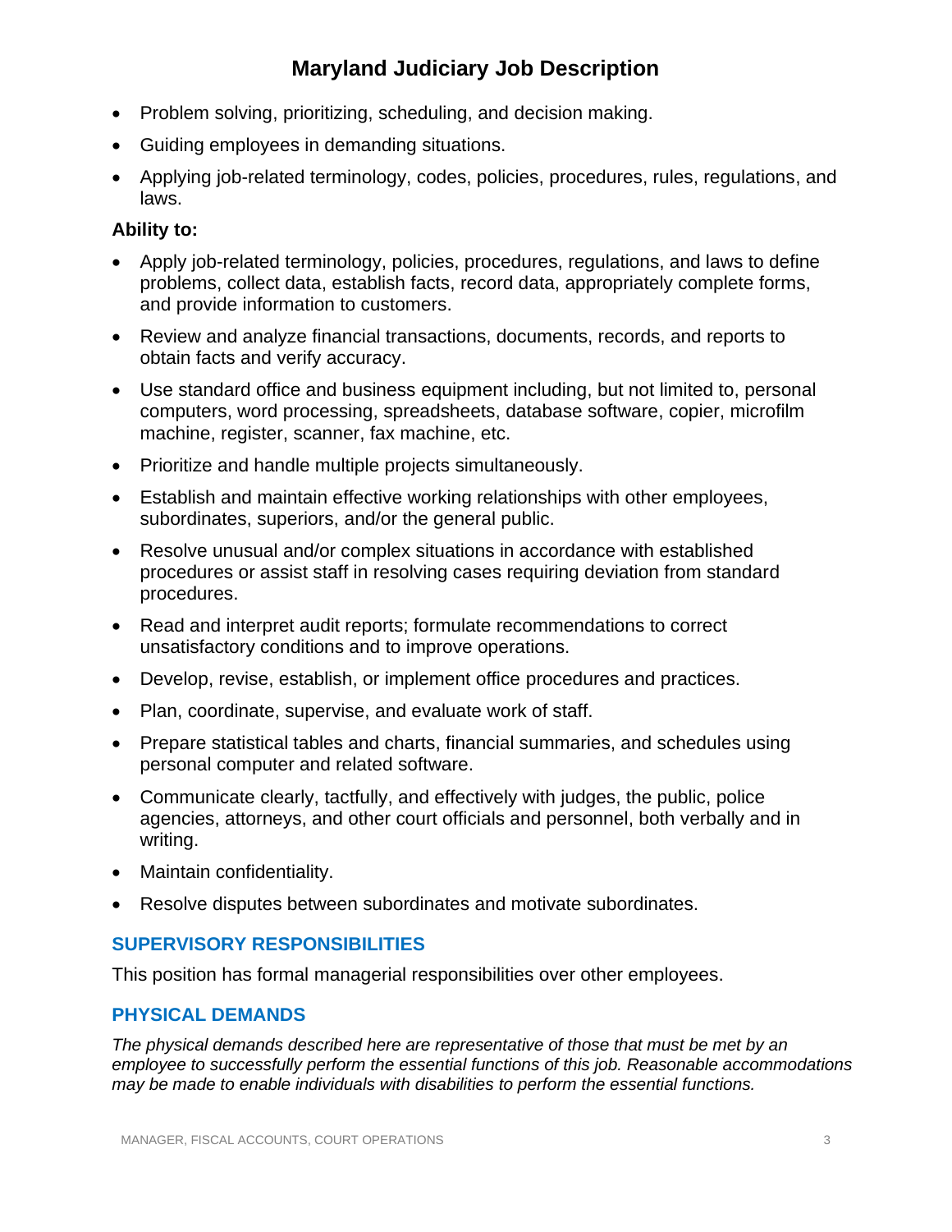- Problem solving, prioritizing, scheduling, and decision making.
- Guiding employees in demanding situations.
- Applying job-related terminology, codes, policies, procedures, rules, regulations, and laws.

**Ability to:**

- Apply job-related terminology, policies, procedures, regulations, and laws to define problems, collect data, establish facts, record data, appropriately complete forms, and provide information to customers.
- Review and analyze financial transactions, documents, records, and reports to obtain facts and verify accuracy.
- Use standard office and business equipment including, but not limited to, personal computers, word processing, spreadsheets, database software, copier, microfilm machine, register, scanner, fax machine, etc.
- Prioritize and handle multiple projects simultaneously.
- Establish and maintain effective working relationships with other employees, subordinates, superiors, and/or the general public.
- Resolve unusual and/or complex situations in accordance with established procedures or assist staff in resolving cases requiring deviation from standard procedures.
- Read and interpret audit reports; formulate recommendations to correct unsatisfactory conditions and to improve operations.
- Develop, revise, establish, or implement office procedures and practices.
- Plan, coordinate, supervise, and evaluate work of staff.
- Prepare statistical tables and charts, financial summaries, and schedules using personal computer and related software.
- Communicate clearly, tactfully, and effectively with judges, the public, police agencies, attorneys, and other court officials and personnel, both verbally and in writing.
- Maintain confidentiality.
- Resolve disputes between subordinates and motivate subordinates.

## SUPERVISORY RESPONSIBILITIES

This position has formal managerial responsibilities over other employees.

## PHYSICAL DEMANDS

*The physical demands described here are representative of those that must be met by an employee to successfully perform the essential functions of this job. Reasonable accommodations may be made to enable individuals with disabilities to perform the essential functions.*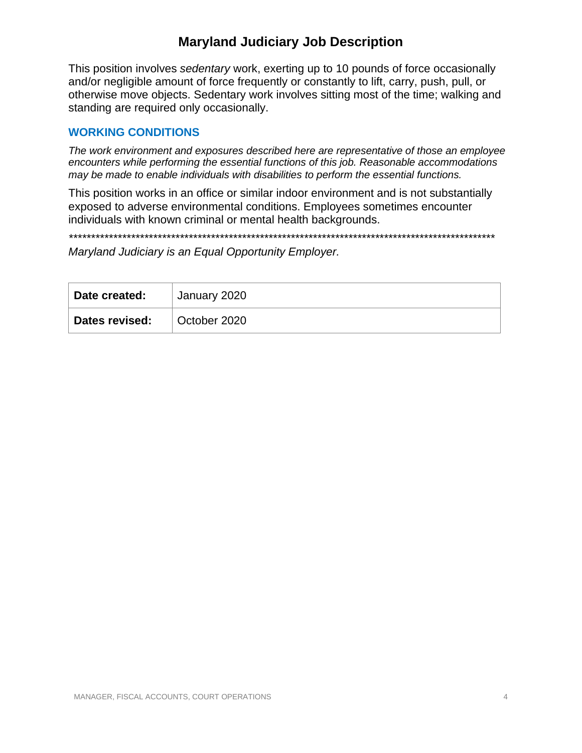# Maryland Judiciary Job Description

This position involves *sedentary* work, exerting up to 10 pounds of force occasionally and/or negligible amount of force frequently or constantly to lift, carry, push, pull, or otherwise move objects. Sedentary work involves sitting most of the time; walking and standing are required only occasionally.

## WORKING CONDITIONS

*The work environment and exposures described here are representative of those an employee encounters while performing the essential functions of this job. Reasonable accommodations may be made to enable individuals with disabilities to perform the essential functions.*

This position works in an office or similar indoor environment and is not substantially exposed to adverse environmental conditions. Employees sometimes encounter individuals with known criminal or mental health backgrounds.

****************************************************************************************************

*Maryland Judiciary is an Equal Opportunity Employer.*

| | |
|---|---|
| **Date created:** | January 2020 |
| **Dates revised:** | October 2020 |